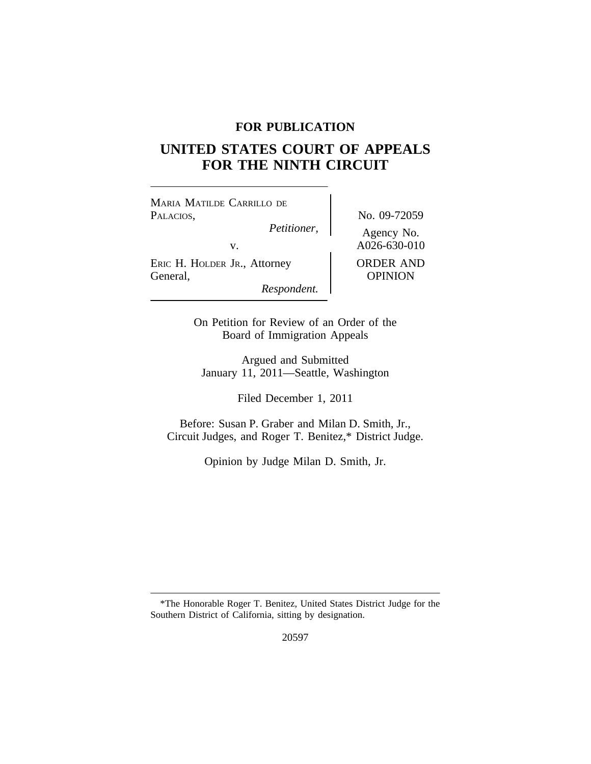**FOR PUBLICATION**

# UNITED STATES COURT OF APPEALS FOR THE NINTH CIRCUIT

MARIA MATILDE CARRILLO DE PALACIOS,
*Petitioner,*

v.

ERIC H. HOLDER JR., Attorney General,
*Respondent.*

No. 09-72059

Agency No. A026-630-010

ORDER AND OPINION

On Petition for Review of an Order of the Board of Immigration Appeals

Argued and Submitted
January 11, 2011—Seattle, Washington

Filed December 1, 2011

Before: Susan P. Graber and Milan D. Smith, Jr., Circuit Judges, and Roger T. Benitez,* District Judge.

Opinion by Judge Milan D. Smith, Jr.

---

*The Honorable Roger T. Benitez, United States District Judge for the Southern District of California, sitting by designation.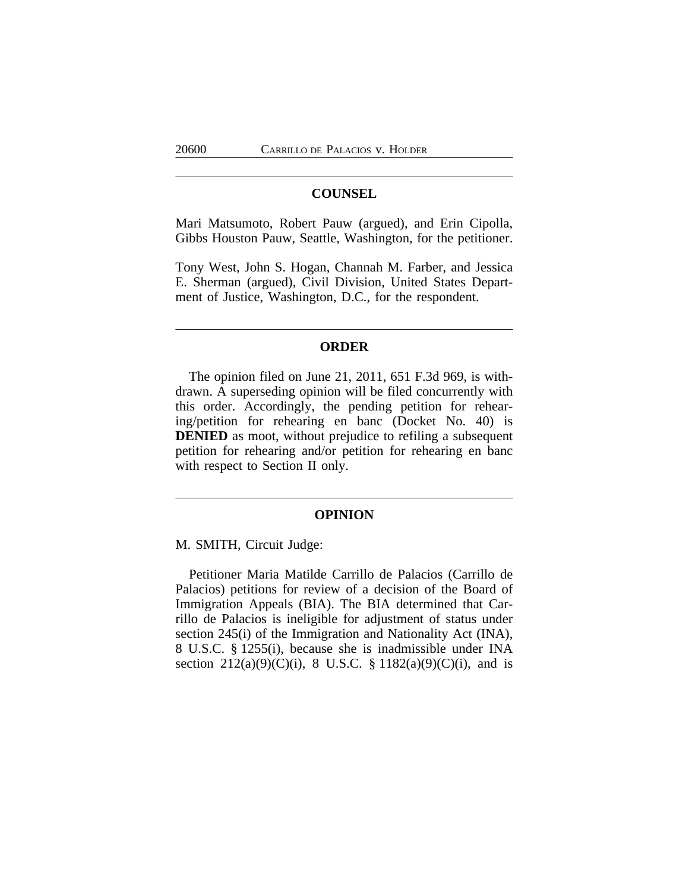## COUNSEL

Mari Matsumoto, Robert Pauw (argued), and Erin Cipolla, Gibbs Houston Pauw, Seattle, Washington, for the petitioner.

Tony West, John S. Hogan, Channah M. Farber, and Jessica E. Sherman (argued), Civil Division, United States Department of Justice, Washington, D.C., for the respondent.

## ORDER

The opinion filed on June 21, 2011, 651 F.3d 969, is withdrawn. A superseding opinion will be filed concurrently with this order. Accordingly, the pending petition for rehearing/petition for rehearing en banc (Docket No. 40) is **DENIED** as moot, without prejudice to refiling a subsequent petition for rehearing and/or petition for rehearing en banc with respect to Section II only.

## OPINION

M. SMITH, Circuit Judge:

Petitioner Maria Matilde Carrillo de Palacios (Carrillo de Palacios) petitions for review of a decision of the Board of Immigration Appeals (BIA). The BIA determined that Carrillo de Palacios is ineligible for adjustment of status under section 245(i) of the Immigration and Nationality Act (INA), 8 U.S.C. § 1255(i), because she is inadmissible under INA section 212(a)(9)(C)(i), 8 U.S.C. § 1182(a)(9)(C)(i), and is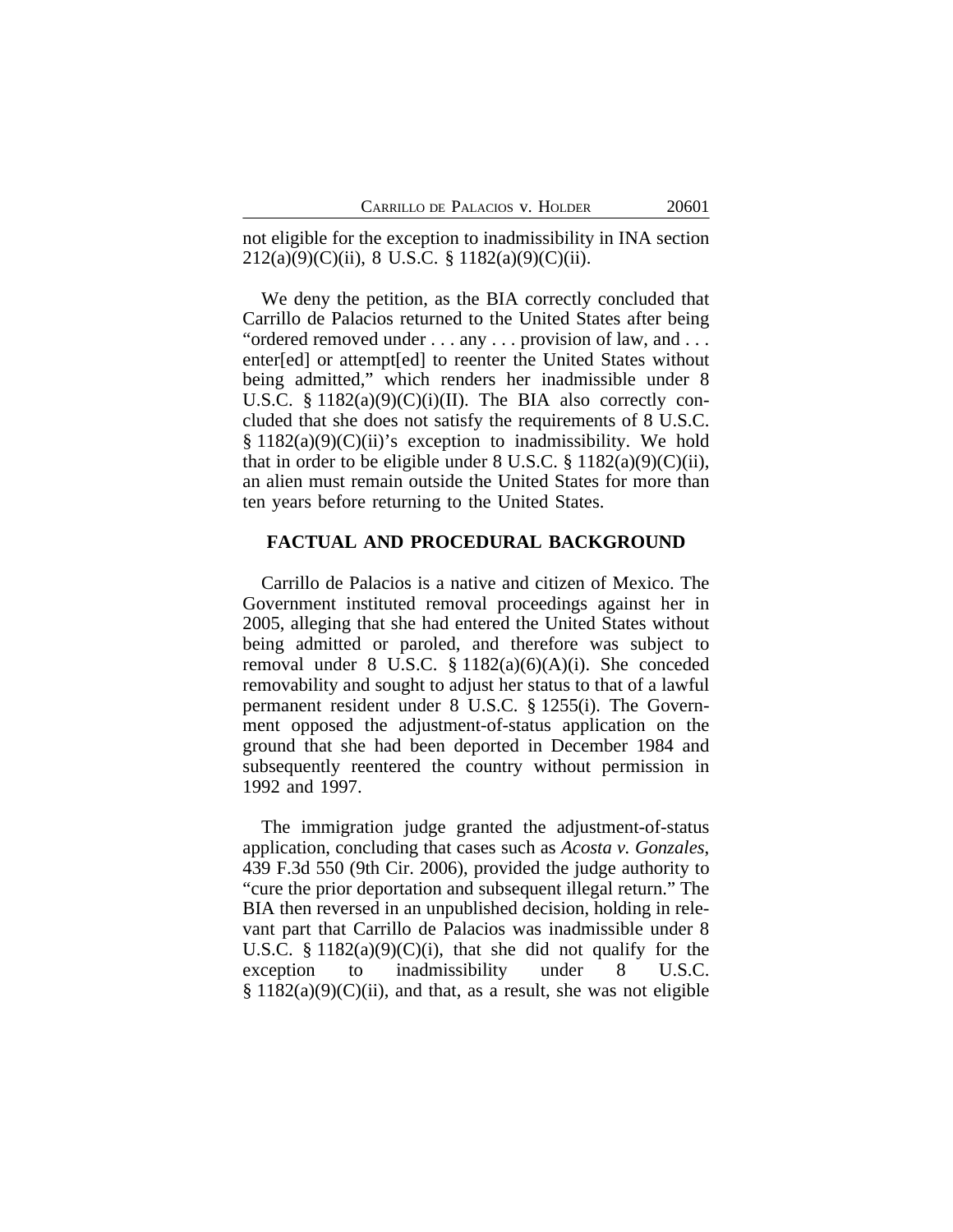not eligible for the exception to inadmissibility in INA section 212(a)(9)(C)(ii), 8 U.S.C. § 1182(a)(9)(C)(ii).

We deny the petition, as the BIA correctly concluded that Carrillo de Palacios returned to the United States after being "ordered removed under . . . any . . . provision of law, and . . . enter[ed] or attempt[ed] to reenter the United States without being admitted," which renders her inadmissible under 8 U.S.C. § 1182(a)(9)(C)(i)(II). The BIA also correctly concluded that she does not satisfy the requirements of 8 U.S.C. § 1182(a)(9)(C)(ii)'s exception to inadmissibility. We hold that in order to be eligible under 8 U.S.C. § 1182(a)(9)(C)(ii), an alien must remain outside the United States for more than ten years before returning to the United States.

## FACTUAL AND PROCEDURAL BACKGROUND

Carrillo de Palacios is a native and citizen of Mexico. The Government instituted removal proceedings against her in 2005, alleging that she had entered the United States without being admitted or paroled, and therefore was subject to removal under 8 U.S.C. § 1182(a)(6)(A)(i). She conceded removability and sought to adjust her status to that of a lawful permanent resident under 8 U.S.C. § 1255(i). The Government opposed the adjustment-of-status application on the ground that she had been deported in December 1984 and subsequently reentered the country without permission in 1992 and 1997.

The immigration judge granted the adjustment-of-status application, concluding that cases such as *Acosta v. Gonzales*, 439 F.3d 550 (9th Cir. 2006), provided the judge authority to "cure the prior deportation and subsequent illegal return." The BIA then reversed in an unpublished decision, holding in relevant part that Carrillo de Palacios was inadmissible under 8 U.S.C. § 1182(a)(9)(C)(i), that she did not qualify for the exception to inadmissibility under 8 U.S.C. § 1182(a)(9)(C)(ii), and that, as a result, she was not eligible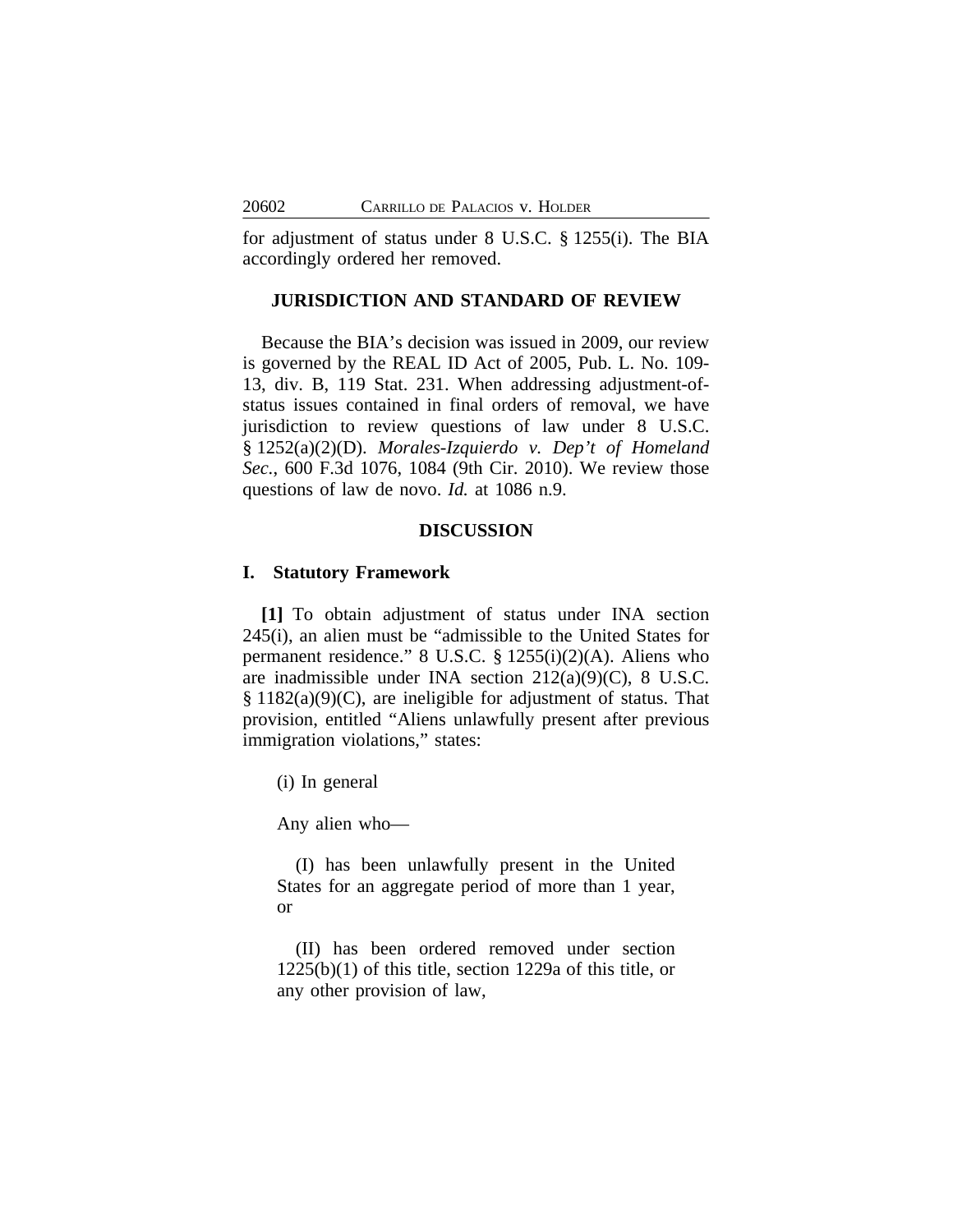for adjustment of status under 8 U.S.C. § 1255(i). The BIA accordingly ordered her removed.

## JURISDICTION AND STANDARD OF REVIEW

Because the BIA's decision was issued in 2009, our review is governed by the REAL ID Act of 2005, Pub. L. No. 109-13, div. B, 119 Stat. 231. When addressing adjustment-of-status issues contained in final orders of removal, we have jurisdiction to review questions of law under 8 U.S.C. § 1252(a)(2)(D). *Morales-Izquierdo v. Dep't of Homeland Sec.*, 600 F.3d 1076, 1084 (9th Cir. 2010). We review those questions of law de novo. *Id.* at 1086 n.9.

## DISCUSSION

### I. Statutory Framework

**[1]** To obtain adjustment of status under INA section 245(i), an alien must be "admissible to the United States for permanent residence." 8 U.S.C. § 1255(i)(2)(A). Aliens who are inadmissible under INA section 212(a)(9)(C), 8 U.S.C. § 1182(a)(9)(C), are ineligible for adjustment of status. That provision, entitled "Aliens unlawfully present after previous immigration violations," states:

> (i) In general
>
> Any alien who—
>
> > (I) has been unlawfully present in the United States for an aggregate period of more than 1 year, or
> >
> > (II) has been ordered removed under section 1225(b)(1) of this title, section 1229a of this title, or any other provision of law,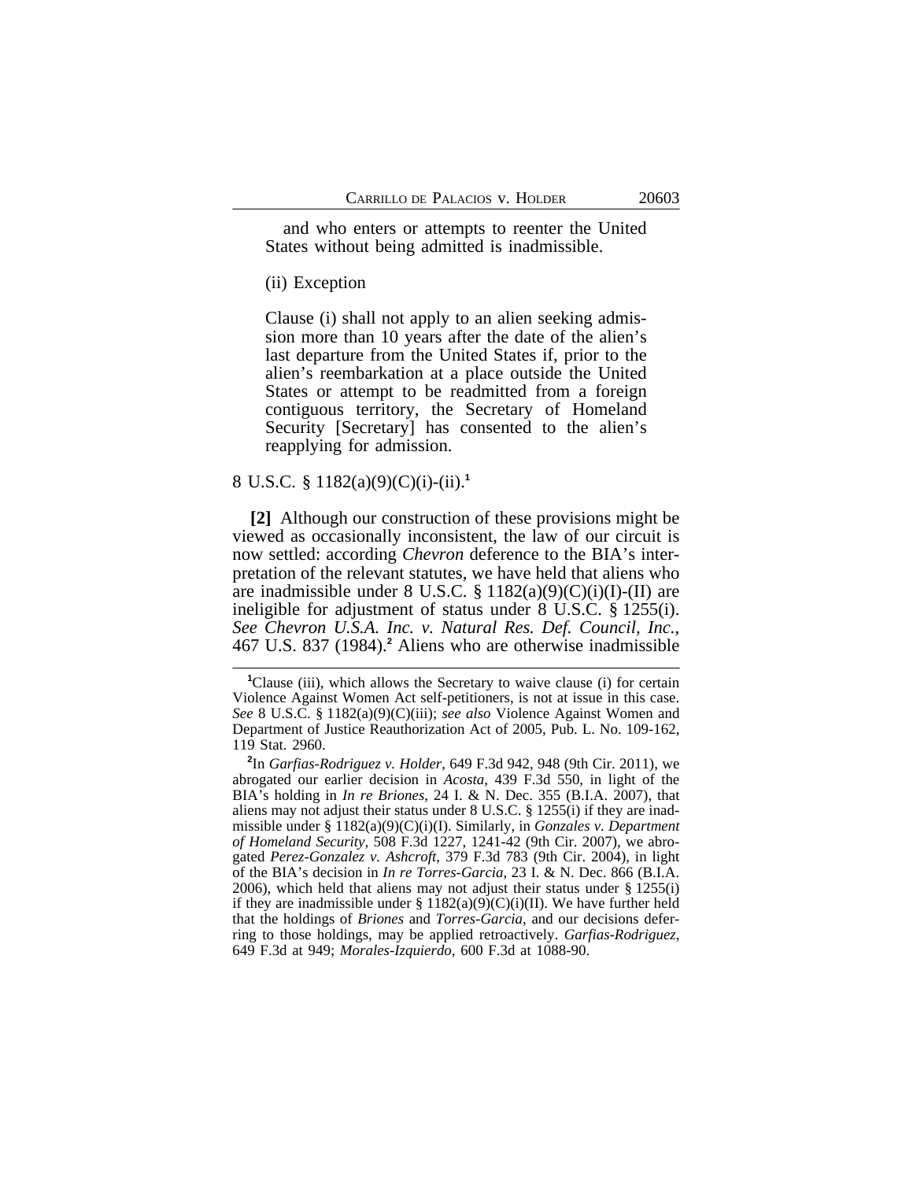and who enters or attempts to reenter the United States without being admitted is inadmissible.

(ii) Exception

Clause (i) shall not apply to an alien seeking admission more than 10 years after the date of the alien's last departure from the United States if, prior to the alien's reembarkation at a place outside the United States or attempt to be readmitted from a foreign contiguous territory, the Secretary of Homeland Security [Secretary] has consented to the alien's reapplying for admission.

8 U.S.C. § 1182(a)(9)(C)(i)-(ii).[1]

**[2]** Although our construction of these provisions might be viewed as occasionally inconsistent, the law of our circuit is now settled: according *Chevron* deference to the BIA's interpretation of the relevant statutes, we have held that aliens who are inadmissible under 8 U.S.C. § 1182(a)(9)(C)(i)(I)-(II) are ineligible for adjustment of status under 8 U.S.C. § 1255(i). *See Chevron U.S.A. Inc. v. Natural Res. Def. Council, Inc.*, 467 U.S. 837 (1984).[2] Aliens who are otherwise inadmissible

---

[1]Clause (iii), which allows the Secretary to waive clause (i) for certain Violence Against Women Act self-petitioners, is not at issue in this case. *See* 8 U.S.C. § 1182(a)(9)(C)(iii); *see also* Violence Against Women and Department of Justice Reauthorization Act of 2005, Pub. L. No. 109-162, 119 Stat. 2960.

[2]In *Garfias-Rodriguez v. Holder*, 649 F.3d 942, 948 (9th Cir. 2011), we abrogated our earlier decision in *Acosta*, 439 F.3d 550, in light of the BIA's holding in *In re Briones*, 24 I. & N. Dec. 355 (B.I.A. 2007), that aliens may not adjust their status under 8 U.S.C. § 1255(i) if they are inadmissible under § 1182(a)(9)(C)(i)(I). Similarly, in *Gonzales v. Department of Homeland Security*, 508 F.3d 1227, 1241-42 (9th Cir. 2007), we abrogated *Perez-Gonzalez v. Ashcroft*, 379 F.3d 783 (9th Cir. 2004), in light of the BIA's decision in *In re Torres-Garcia*, 23 I. & N. Dec. 866 (B.I.A. 2006), which held that aliens may not adjust their status under § 1255(i) if they are inadmissible under § 1182(a)(9)(C)(i)(II). We have further held that the holdings of *Briones* and *Torres-Garcia*, and our decisions deferring to those holdings, may be applied retroactively. *Garfias-Rodriguez*, 649 F.3d at 949; *Morales-Izquierdo*, 600 F.3d at 1088-90.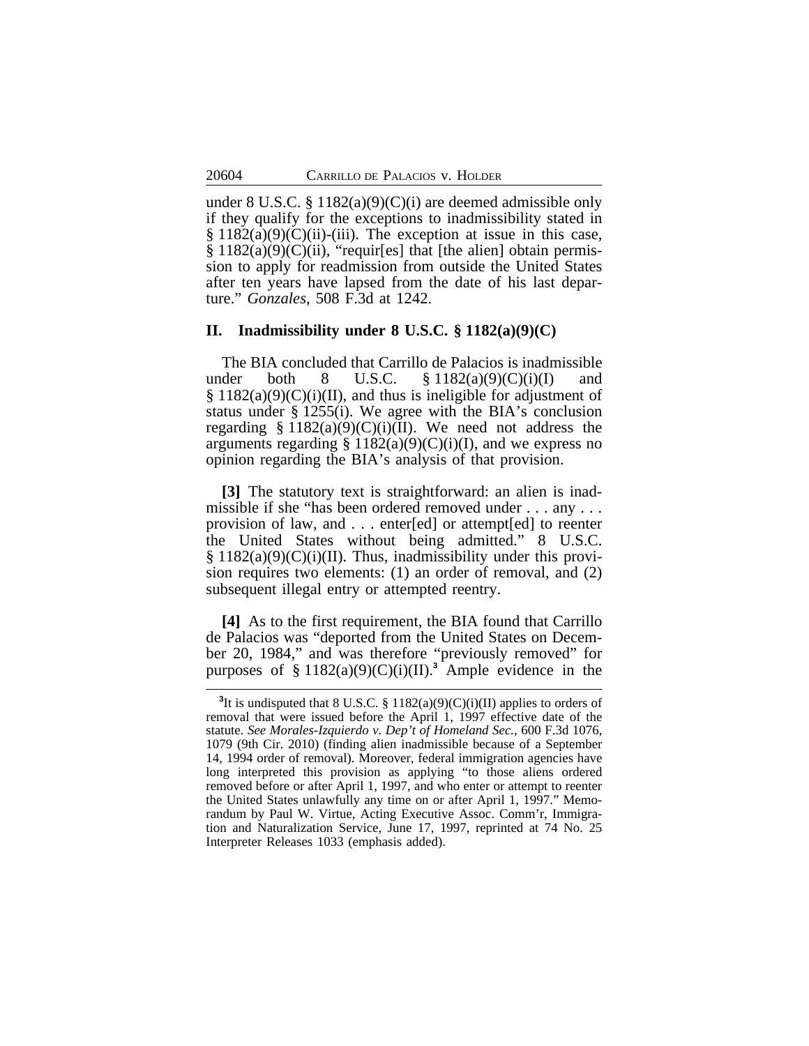under 8 U.S.C. § 1182(a)(9)(C)(i) are deemed admissible only if they qualify for the exceptions to inadmissibility stated in § 1182(a)(9)(C)(ii)-(iii). The exception at issue in this case, § 1182(a)(9)(C)(ii), "requir[es] that [the alien] obtain permission to apply for readmission from outside the United States after ten years have lapsed from the date of his last departure." *Gonzales*, 508 F.3d at 1242.

## II. Inadmissibility under 8 U.S.C. § 1182(a)(9)(C)

The BIA concluded that Carrillo de Palacios is inadmissible under both 8 U.S.C. § 1182(a)(9)(C)(i)(I) and § 1182(a)(9)(C)(i)(II), and thus is ineligible for adjustment of status under § 1255(i). We agree with the BIA's conclusion regarding § 1182(a)(9)(C)(i)(II). We need not address the arguments regarding § 1182(a)(9)(C)(i)(I), and we express no opinion regarding the BIA's analysis of that provision.

**[3]** The statutory text is straightforward: an alien is inadmissible if she "has been ordered removed under . . . any . . . provision of law, and . . . enter[ed] or attempt[ed] to reenter the United States without being admitted." 8 U.S.C. § 1182(a)(9)(C)(i)(II). Thus, inadmissibility under this provision requires two elements: (1) an order of removal, and (2) subsequent illegal entry or attempted reentry.

**[4]** As to the first requirement, the BIA found that Carrillo de Palacios was "deported from the United States on December 20, 1984," and was therefore "previously removed" for purposes of § 1182(a)(9)(C)(i)(II).[3] Ample evidence in the

---

[3]It is undisputed that 8 U.S.C. § 1182(a)(9)(C)(i)(II) applies to orders of removal that were issued before the April 1, 1997 effective date of the statute. *See Morales-Izquierdo v. Dep't of Homeland Sec.*, 600 F.3d 1076, 1079 (9th Cir. 2010) (finding alien inadmissible because of a September 14, 1994 order of removal). Moreover, federal immigration agencies have long interpreted this provision as applying "to those aliens ordered removed before or after April 1, 1997, and who enter or attempt to reenter the United States unlawfully any time on or after April 1, 1997." Memorandum by Paul W. Virtue, Acting Executive Assoc. Comm'r, Immigration and Naturalization Service, June 17, 1997, reprinted at 74 No. 25 Interpreter Releases 1033 (emphasis added).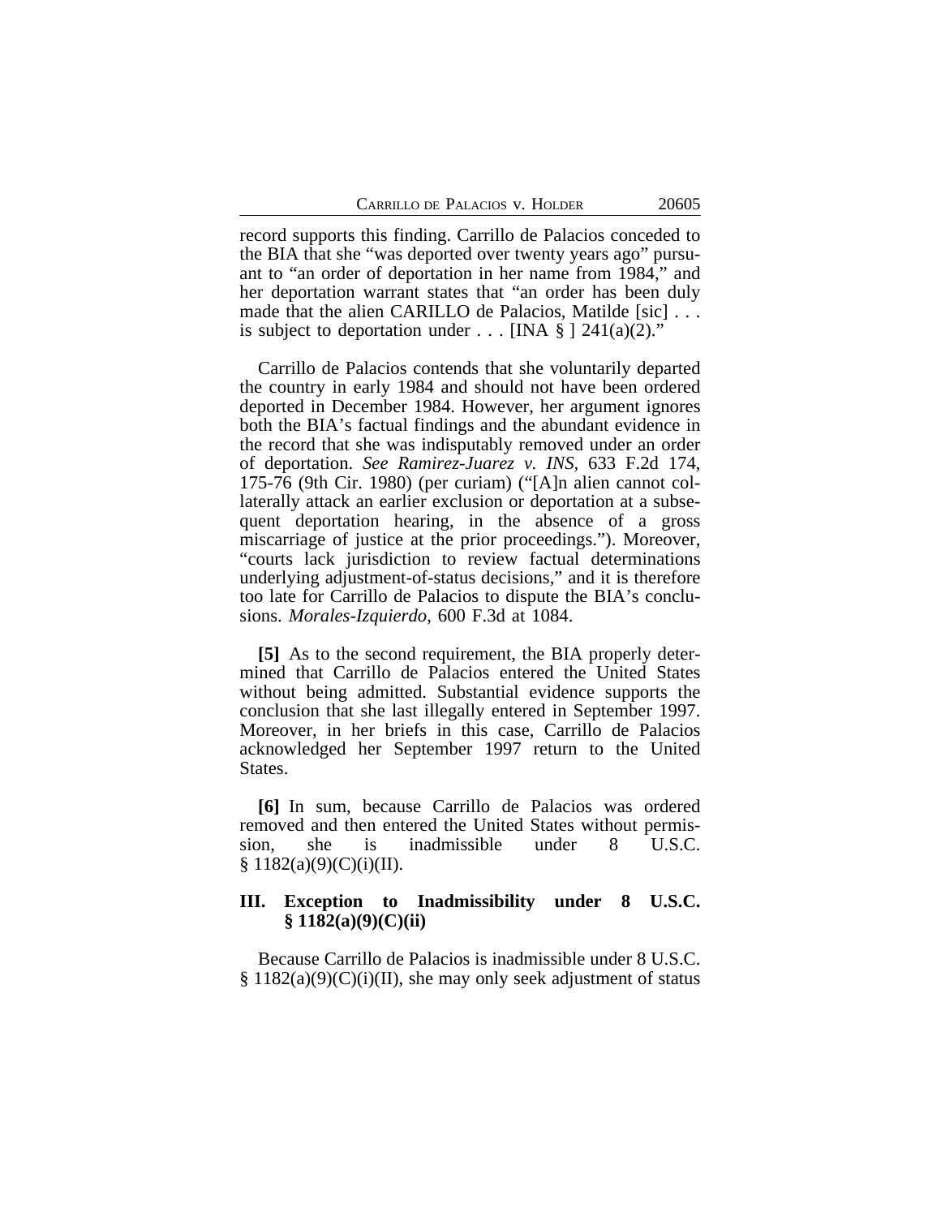record supports this finding. Carrillo de Palacios conceded to the BIA that she "was deported over twenty years ago" pursuant to "an order of deportation in her name from 1984," and her deportation warrant states that "an order has been duly made that the alien CARILLO de Palacios, Matilde [sic] . . . is subject to deportation under . . . [INA § ] 241(a)(2)."

Carrillo de Palacios contends that she voluntarily departed the country in early 1984 and should not have been ordered deported in December 1984. However, her argument ignores both the BIA's factual findings and the abundant evidence in the record that she was indisputably removed under an order of deportation. *See Ramirez-Juarez v. INS*, 633 F.2d 174, 175-76 (9th Cir. 1980) (per curiam) ("[A]n alien cannot collaterally attack an earlier exclusion or deportation at a subsequent deportation hearing, in the absence of a gross miscarriage of justice at the prior proceedings."). Moreover, "courts lack jurisdiction to review factual determinations underlying adjustment-of-status decisions," and it is therefore too late for Carrillo de Palacios to dispute the BIA's conclusions. *Morales-Izquierdo*, 600 F.3d at 1084.

**[5]** As to the second requirement, the BIA properly determined that Carrillo de Palacios entered the United States without being admitted. Substantial evidence supports the conclusion that she last illegally entered in September 1997. Moreover, in her briefs in this case, Carrillo de Palacios acknowledged her September 1997 return to the United States.

**[6]** In sum, because Carrillo de Palacios was ordered removed and then entered the United States without permission, she is inadmissible under 8 U.S.C. § 1182(a)(9)(C)(i)(II).

## III. Exception to Inadmissibility under 8 U.S.C. § 1182(a)(9)(C)(ii)

Because Carrillo de Palacios is inadmissible under 8 U.S.C. § 1182(a)(9)(C)(i)(II), she may only seek adjustment of status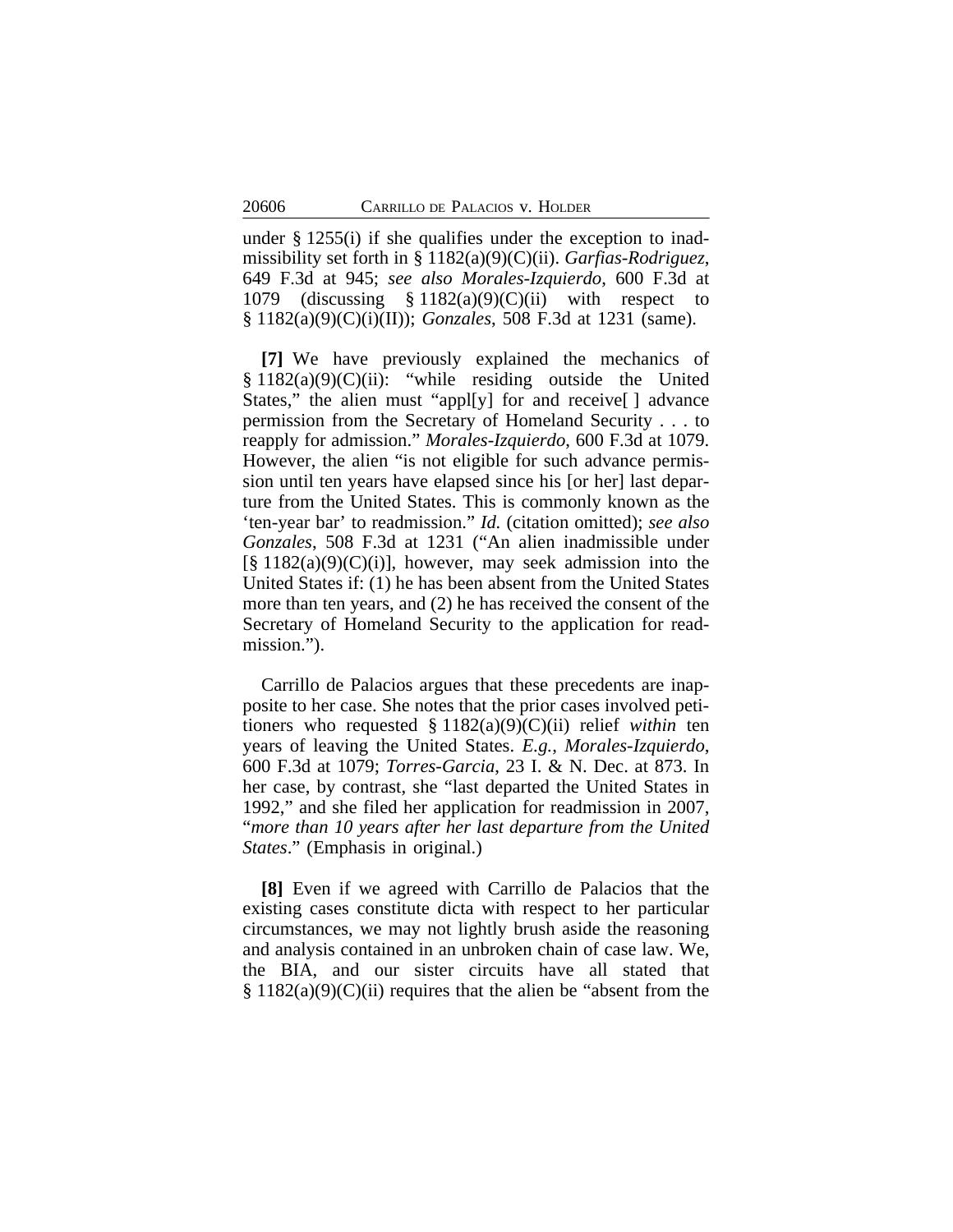under § 1255(i) if she qualifies under the exception to inadmissibility set forth in § 1182(a)(9)(C)(ii). *Garfias-Rodriguez*, 649 F.3d at 945; *see also Morales-Izquierdo*, 600 F.3d at 1079 (discussing § 1182(a)(9)(C)(ii) with respect to § 1182(a)(9)(C)(i)(II)); *Gonzales*, 508 F.3d at 1231 (same).

**[7]** We have previously explained the mechanics of § 1182(a)(9)(C)(ii): "while residing outside the United States," the alien must "appl[y] for and receive[ ] advance permission from the Secretary of Homeland Security . . . to reapply for admission." *Morales-Izquierdo*, 600 F.3d at 1079. However, the alien "is not eligible for such advance permission until ten years have elapsed since his [or her] last departure from the United States. This is commonly known as the 'ten-year bar' to readmission." *Id.* (citation omitted); *see also Gonzales*, 508 F.3d at 1231 ("An alien inadmissible under [§ 1182(a)(9)(C)(i)], however, may seek admission into the United States if: (1) he has been absent from the United States more than ten years, and (2) he has received the consent of the Secretary of Homeland Security to the application for readmission.").

Carrillo de Palacios argues that these precedents are inapposite to her case. She notes that the prior cases involved petitioners who requested § 1182(a)(9)(C)(ii) relief *within* ten years of leaving the United States. *E.g.*, *Morales-Izquierdo*, 600 F.3d at 1079; *Torres-Garcia*, 23 I. & N. Dec. at 873. In her case, by contrast, she "last departed the United States in 1992," and she filed her application for readmission in 2007, "*more than 10 years after her last departure from the United States*." (Emphasis in original.)

**[8]** Even if we agreed with Carrillo de Palacios that the existing cases constitute dicta with respect to her particular circumstances, we may not lightly brush aside the reasoning and analysis contained in an unbroken chain of case law. We, the BIA, and our sister circuits have all stated that § 1182(a)(9)(C)(ii) requires that the alien be "absent from the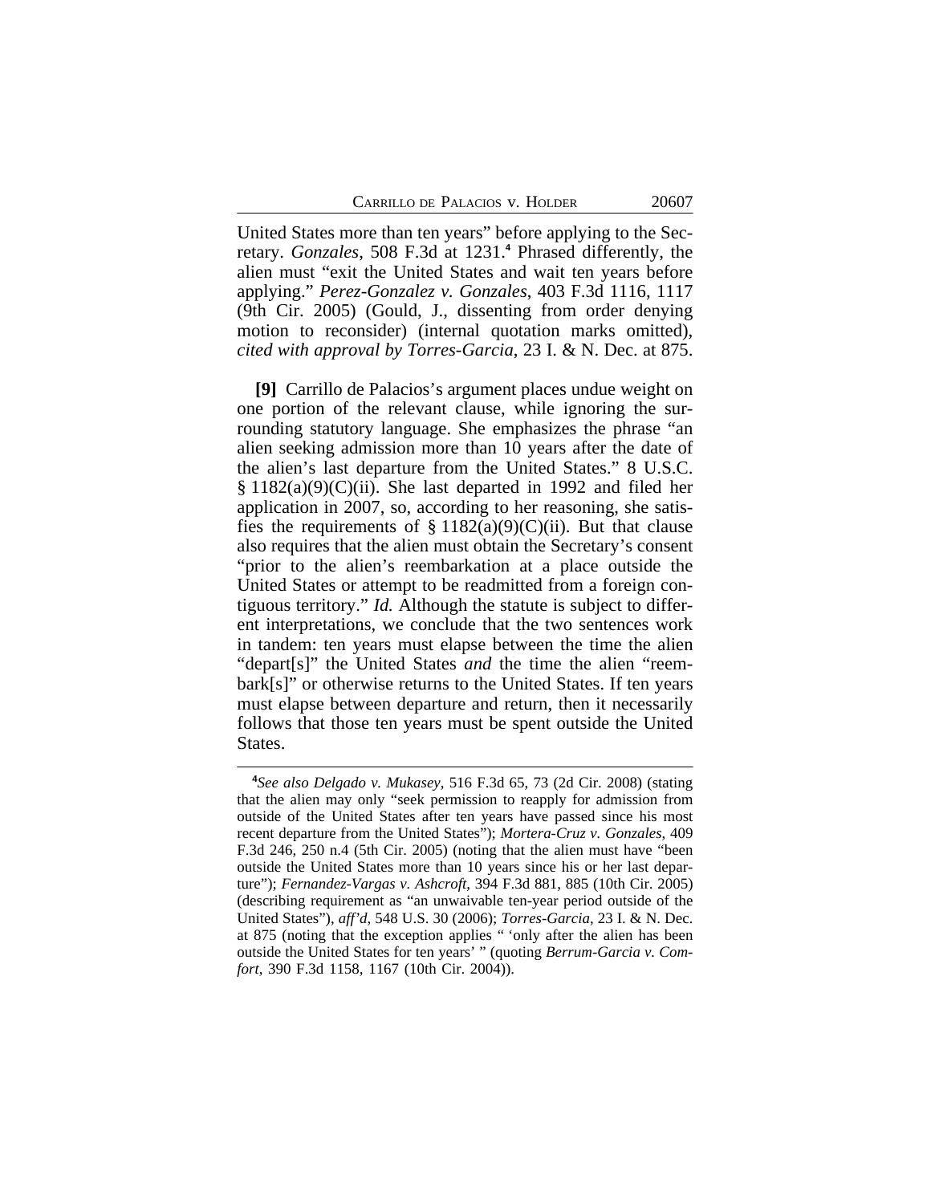United States more than ten years" before applying to the Secretary. *Gonzales*, 508 F.3d at 1231.[4] Phrased differently, the alien must "exit the United States and wait ten years before applying." *Perez-Gonzalez v. Gonzales*, 403 F.3d 1116, 1117 (9th Cir. 2005) (Gould, J., dissenting from order denying motion to reconsider) (internal quotation marks omitted), *cited with approval by Torres-Garcia*, 23 I. & N. Dec. at 875.

**[9]** Carrillo de Palacios's argument places undue weight on one portion of the relevant clause, while ignoring the surrounding statutory language. She emphasizes the phrase "an alien seeking admission more than 10 years after the date of the alien's last departure from the United States." 8 U.S.C. § 1182(a)(9)(C)(ii). She last departed in 1992 and filed her application in 2007, so, according to her reasoning, she satisfies the requirements of § 1182(a)(9)(C)(ii). But that clause also requires that the alien must obtain the Secretary's consent "prior to the alien's reembarkation at a place outside the United States or attempt to be readmitted from a foreign contiguous territory." *Id.* Although the statute is subject to different interpretations, we conclude that the two sentences work in tandem: ten years must elapse between the time the alien "depart[s]" the United States *and* the time the alien "reembark[s]" or otherwise returns to the United States. If ten years must elapse between departure and return, then it necessarily follows that those ten years must be spent outside the United States.

---

[4] *See also Delgado v. Mukasey*, 516 F.3d 65, 73 (2d Cir. 2008) (stating that the alien may only "seek permission to reapply for admission from outside of the United States after ten years have passed since his most recent departure from the United States"); *Mortera-Cruz v. Gonzales*, 409 F.3d 246, 250 n.4 (5th Cir. 2005) (noting that the alien must have "been outside the United States more than 10 years since his or her last departure"); *Fernandez-Vargas v. Ashcroft*, 394 F.3d 881, 885 (10th Cir. 2005) (describing requirement as "an unwaivable ten-year period outside of the United States"), *aff'd*, 548 U.S. 30 (2006); *Torres-Garcia*, 23 I. & N. Dec. at 875 (noting that the exception applies " 'only after the alien has been outside the United States for ten years' " (quoting *Berrum-Garcia v. Comfort*, 390 F.3d 1158, 1167 (10th Cir. 2004)).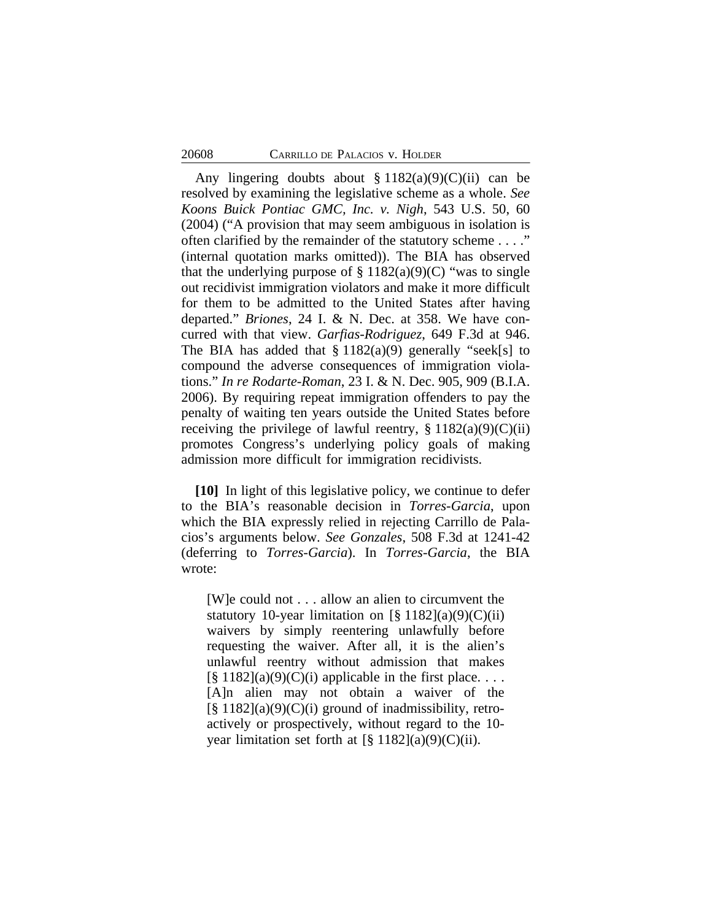Any lingering doubts about § 1182(a)(9)(C)(ii) can be resolved by examining the legislative scheme as a whole. *See Koons Buick Pontiac GMC, Inc. v. Nigh*, 543 U.S. 50, 60 (2004) ("A provision that may seem ambiguous in isolation is often clarified by the remainder of the statutory scheme . . . ." (internal quotation marks omitted)). The BIA has observed that the underlying purpose of § 1182(a)(9)(C) "was to single out recidivist immigration violators and make it more difficult for them to be admitted to the United States after having departed." *Briones*, 24 I. & N. Dec. at 358. We have concurred with that view. *Garfias-Rodriguez*, 649 F.3d at 946. The BIA has added that § 1182(a)(9) generally "seek[s] to compound the adverse consequences of immigration violations." *In re Rodarte-Roman*, 23 I. & N. Dec. 905, 909 (B.I.A. 2006). By requiring repeat immigration offenders to pay the penalty of waiting ten years outside the United States before receiving the privilege of lawful reentry, § 1182(a)(9)(C)(ii) promotes Congress's underlying policy goals of making admission more difficult for immigration recidivists.

**[10]** In light of this legislative policy, we continue to defer to the BIA's reasonable decision in *Torres-Garcia*, upon which the BIA expressly relied in rejecting Carrillo de Palacios's arguments below. *See Gonzales*, 508 F.3d at 1241-42 (deferring to *Torres-Garcia*). In *Torres-Garcia*, the BIA wrote:

> [W]e could not . . . allow an alien to circumvent the statutory 10-year limitation on [§ 1182](a)(9)(C)(ii) waivers by simply reentering unlawfully before requesting the waiver. After all, it is the alien's unlawful reentry without admission that makes [§ 1182](a)(9)(C)(i) applicable in the first place. . . . [A]n alien may not obtain a waiver of the [§ 1182](a)(9)(C)(i) ground of inadmissibility, retroactively or prospectively, without regard to the 10-year limitation set forth at [§ 1182](a)(9)(C)(ii).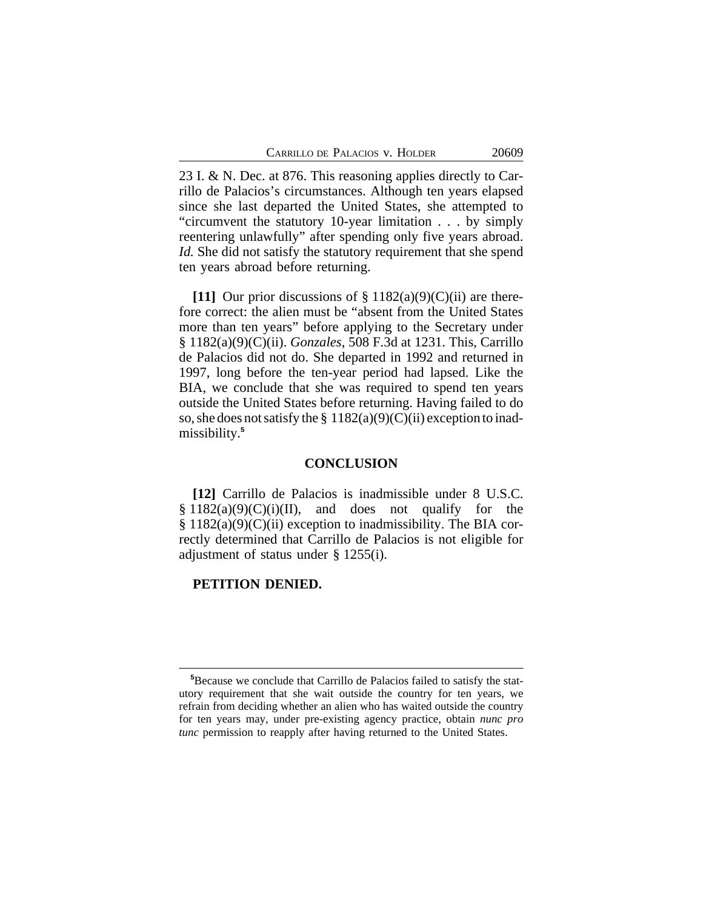23 I. & N. Dec. at 876. This reasoning applies directly to Carrillo de Palacios's circumstances. Although ten years elapsed since she last departed the United States, she attempted to "circumvent the statutory 10-year limitation . . . by simply reentering unlawfully" after spending only five years abroad. *Id.* She did not satisfy the statutory requirement that she spend ten years abroad before returning.

**[11]** Our prior discussions of § 1182(a)(9)(C)(ii) are therefore correct: the alien must be "absent from the United States more than ten years" before applying to the Secretary under § 1182(a)(9)(C)(ii). *Gonzales*, 508 F.3d at 1231. This, Carrillo de Palacios did not do. She departed in 1992 and returned in 1997, long before the ten-year period had lapsed. Like the BIA, we conclude that she was required to spend ten years outside the United States before returning. Having failed to do so, she does not satisfy the § 1182(a)(9)(C)(ii) exception to inadmissibility.[5]

## CONCLUSION

**[12]** Carrillo de Palacios is inadmissible under 8 U.S.C. § 1182(a)(9)(C)(i)(II), and does not qualify for the § 1182(a)(9)(C)(ii) exception to inadmissibility. The BIA correctly determined that Carrillo de Palacios is not eligible for adjustment of status under § 1255(i).

**PETITION DENIED.**

---

[5]Because we conclude that Carrillo de Palacios failed to satisfy the statutory requirement that she wait outside the country for ten years, we refrain from deciding whether an alien who has waited outside the country for ten years may, under pre-existing agency practice, obtain *nunc pro tunc* permission to reapply after having returned to the United States.